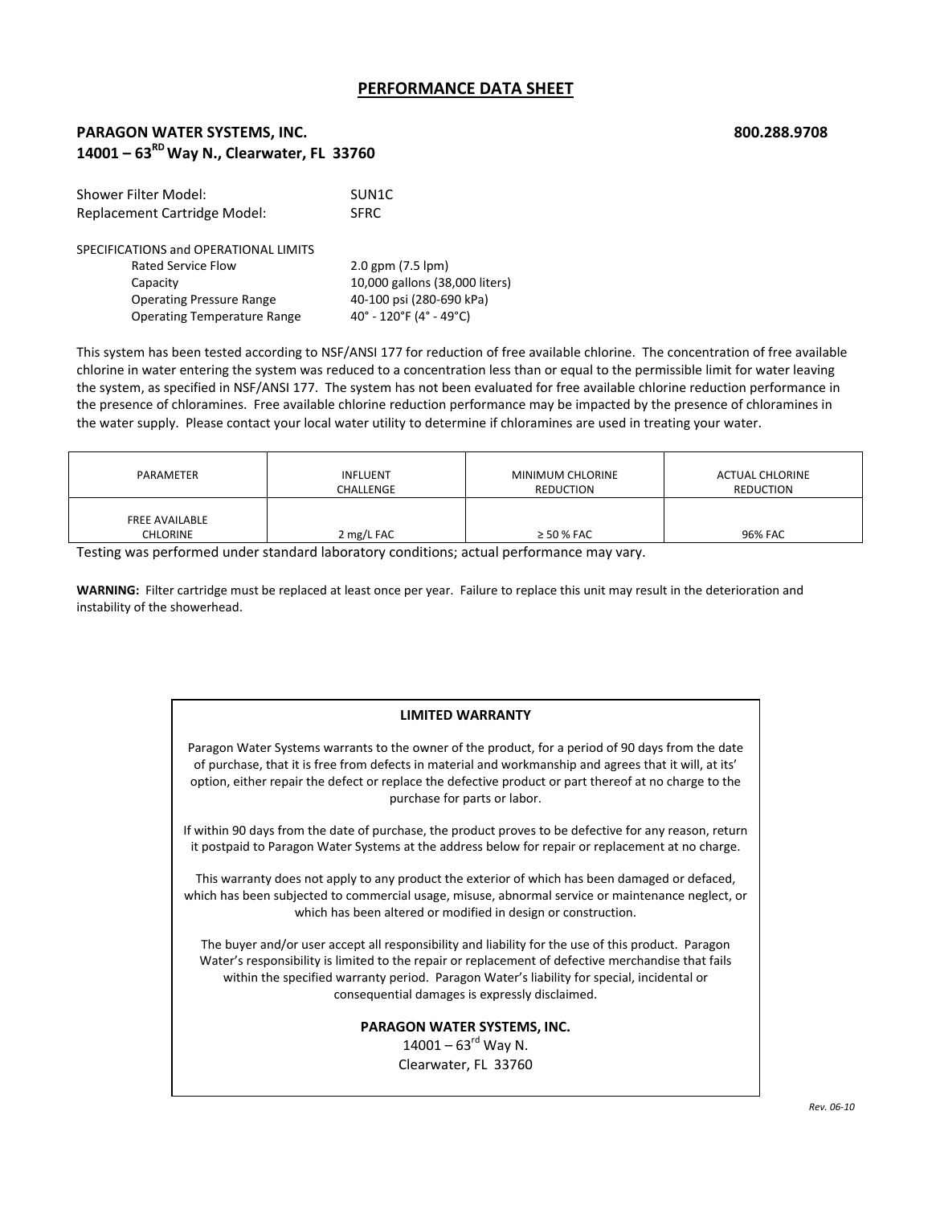# PERFORMANCE DATA SHEET

**PARAGON WATER SYSTEMS, INC.** **800.288.9708**
**14001 – 63[RD] Way N., Clearwater, FL 33760**

Shower Filter Model: SUN1C
Replacement Cartridge Model: SFRC

SPECIFICATIONS and OPERATIONAL LIMITS

| | |
|---|---|
| Rated Service Flow | 2.0 gpm (7.5 lpm) |
| Capacity | 10,000 gallons (38,000 liters) |
| Operating Pressure Range | 40-100 psi (280-690 kPa) |
| Operating Temperature Range | 40° - 120°F (4° - 49°C) |

This system has been tested according to NSF/ANSI 177 for reduction of free available chlorine. The concentration of free available chlorine in water entering the system was reduced to a concentration less than or equal to the permissible limit for water leaving the system, as specified in NSF/ANSI 177. The system has not been evaluated for free available chlorine reduction performance in the presence of chloramines. Free available chlorine reduction performance may be impacted by the presence of chloramines in the water supply. Please contact your local water utility to determine if chloramines are used in treating your water.

| PARAMETER | INFLUENT CHALLENGE | MINIMUM CHLORINE REDUCTION | ACTUAL CHLORINE REDUCTION |
|---|---|---|---|
| FREE AVAILABLE CHLORINE | 2 mg/L FAC | ≥ 50 % FAC | 96% FAC |

Testing was performed under standard laboratory conditions; actual performance may vary.

**WARNING:** Filter cartridge must be replaced at least once per year. Failure to replace this unit may result in the deterioration and instability of the showerhead.

**LIMITED WARRANTY**

Paragon Water Systems warrants to the owner of the product, for a period of 90 days from the date of purchase, that it is free from defects in material and workmanship and agrees that it will, at its' option, either repair the defect or replace the defective product or part thereof at no charge to the purchase for parts or labor.

If within 90 days from the date of purchase, the product proves to be defective for any reason, return it postpaid to Paragon Water Systems at the address below for repair or replacement at no charge.

This warranty does not apply to any product the exterior of which has been damaged or defaced, which has been subjected to commercial usage, misuse, abnormal service or maintenance neglect, or which has been altered or modified in design or construction.

The buyer and/or user accept all responsibility and liability for the use of this product. Paragon Water's responsibility is limited to the repair or replacement of defective merchandise that fails within the specified warranty period. Paragon Water's liability for special, incidental or consequential damages is expressly disclaimed.

**PARAGON WATER SYSTEMS, INC.**
14001 – 63[rd] Way N.
Clearwater, FL 33760

*Rev. 06-10*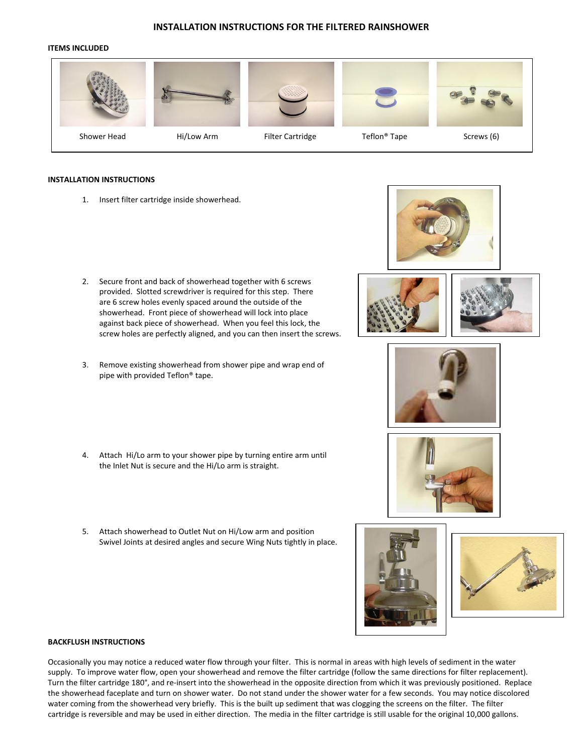# INSTALLATION INSTRUCTIONS FOR THE FILTERED RAINSHOWER

**ITEMS INCLUDED**

| | | | | |
|---|---|---|---|---|
| Shower Head | Hi/Low Arm | Filter Cartridge | Teflon® Tape | Screws (6) |

**INSTALLATION INSTRUCTIONS**

1. Insert filter cartridge inside showerhead.

2. Secure front and back of showerhead together with 6 screws provided. Slotted screwdriver is required for this step. There are 6 screw holes evenly spaced around the outside of the showerhead. Front piece of showerhead will lock into place against back piece of showerhead. When you feel this lock, the screw holes are perfectly aligned, and you can then insert the screws.

3. Remove existing showerhead from shower pipe and wrap end of pipe with provided Teflon® tape.

4. Attach Hi/Lo arm to your shower pipe by turning entire arm until the Inlet Nut is secure and the Hi/Lo arm is straight.

5. Attach showerhead to Outlet Nut on Hi/Low arm and position Swivel Joints at desired angles and secure Wing Nuts tightly in place.

**BACKFLUSH INSTRUCTIONS**

Occasionally you may notice a reduced water flow through your filter. This is normal in areas with high levels of sediment in the water supply. To improve water flow, open your showerhead and remove the filter cartridge (follow the same directions for filter replacement). Turn the filter cartridge 180°, and re-insert into the showerhead in the opposite direction from which it was previously positioned. Replace the showerhead faceplate and turn on shower water. Do not stand under the shower water for a few seconds. You may notice discolored water coming from the showerhead very briefly. This is the built up sediment that was clogging the screens on the filter. The filter cartridge is reversible and may be used in either direction. The media in the filter cartridge is still usable for the original 10,000 gallons.